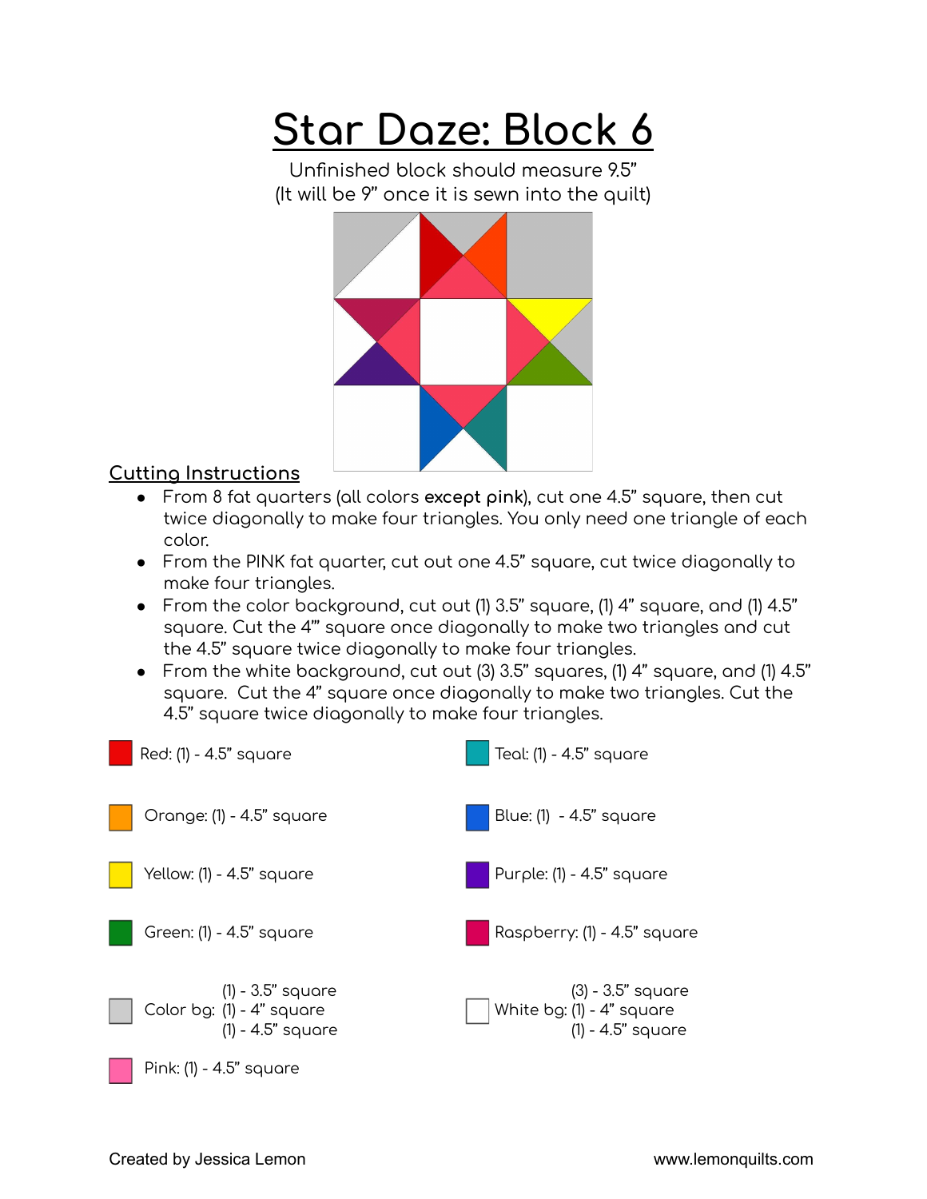# Star Daze: Block 6

Unfinished block should measure 9.5"
(It will be 9" once it is sewn into the quilt)

## Cutting Instructions

- From 8 fat quarters (all colors **except pink**), cut one 4.5" square, then cut twice diagonally to make four triangles. You only need one triangle of each color.
- From the PINK fat quarter, cut out one 4.5" square, cut twice diagonally to make four triangles.
- From the color background, cut out (1) 3.5" square, (1) 4" square, and (1) 4.5" square. Cut the 4"' square once diagonally to make two triangles and cut the 4.5" square twice diagonally to make four triangles.
- From the white background, cut out (3) 3.5" squares, (1) 4" square, and (1) 4.5" square. Cut the 4" square once diagonally to make two triangles. Cut the 4.5" square twice diagonally to make four triangles.

Red: (1) - 4.5" square

Orange: (1) - 4.5" square

Yellow: (1) - 4.5" square

Green: (1) - 4.5" square

Color bg: (1) - 3.5" square
(1) - 4" square
(1) - 4.5" square

Pink: (1) - 4.5" square

Teal: (1) - 4.5" square

Blue: (1) - 4.5" square

Purple: (1) - 4.5" square

Raspberry: (1) - 4.5" square

White bg: (3) - 3.5" square
(1) - 4" square
(1) - 4.5" square

Created by Jessica Lemon www.lemonquilts.com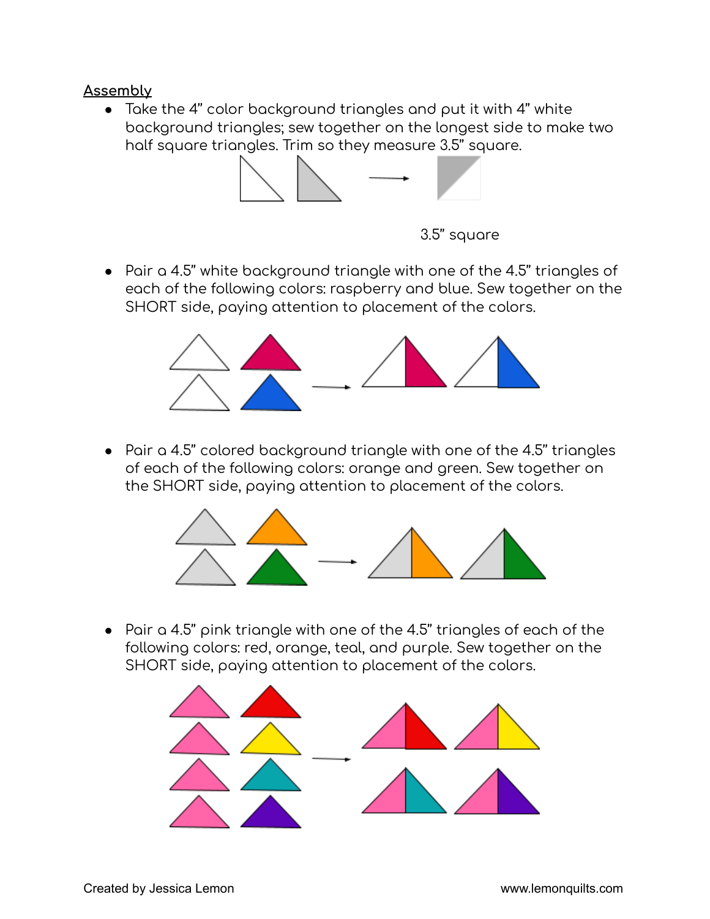## Assembly

- Take the 4" color background triangles and put it with 4" white background triangles; sew together on the longest side to make two half square triangles. Trim so they measure 3.5" square.

3.5" square

- Pair a 4.5" white background triangle with one of the 4.5" triangles of each of the following colors: raspberry and blue. Sew together on the SHORT side, paying attention to placement of the colors.

- Pair a 4.5" colored background triangle with one of the 4.5" triangles of each of the following colors: orange and green. Sew together on the SHORT side, paying attention to placement of the colors.

- Pair a 4.5" pink triangle with one of the 4.5" triangles of each of the following colors: red, orange, teal, and purple. Sew together on the SHORT side, paying attention to placement of the colors.

Created by Jessica Lemon www.lemonquilts.com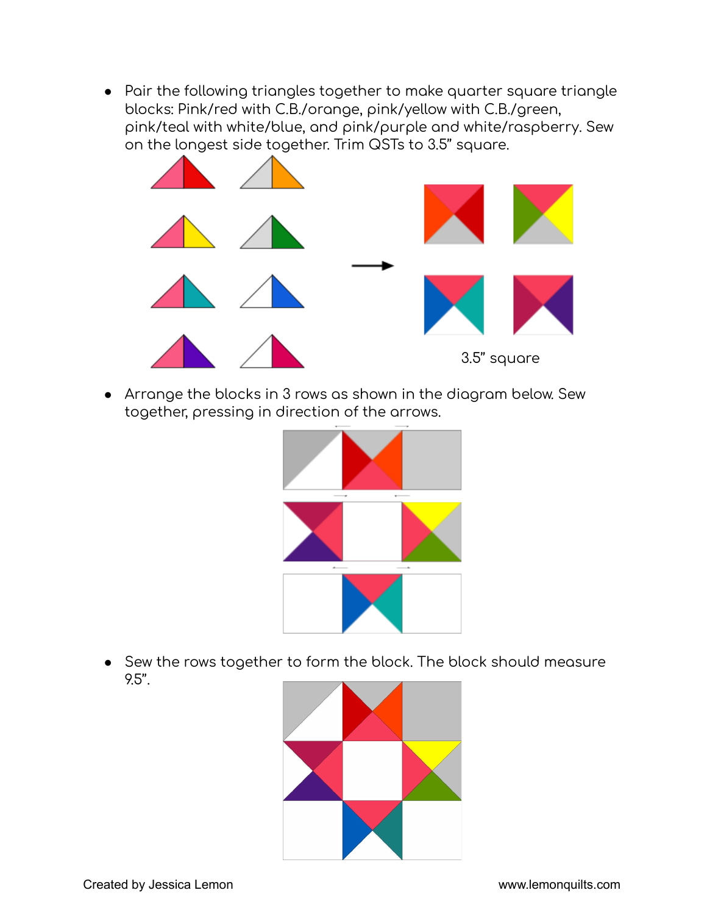- Pair the following triangles together to make quarter square triangle blocks: Pink/red with C.B./orange, pink/yellow with C.B./green, pink/teal with white/blue, and pink/purple and white/raspberry. Sew on the longest side together. Trim QSTs to 3.5" square.

3.5" square

- Arrange the blocks in 3 rows as shown in the diagram below. Sew together, pressing in direction of the arrows.

- Sew the rows together to form the block. The block should measure 9.5".

Created by Jessica Lemon

www.lemonquilts.com